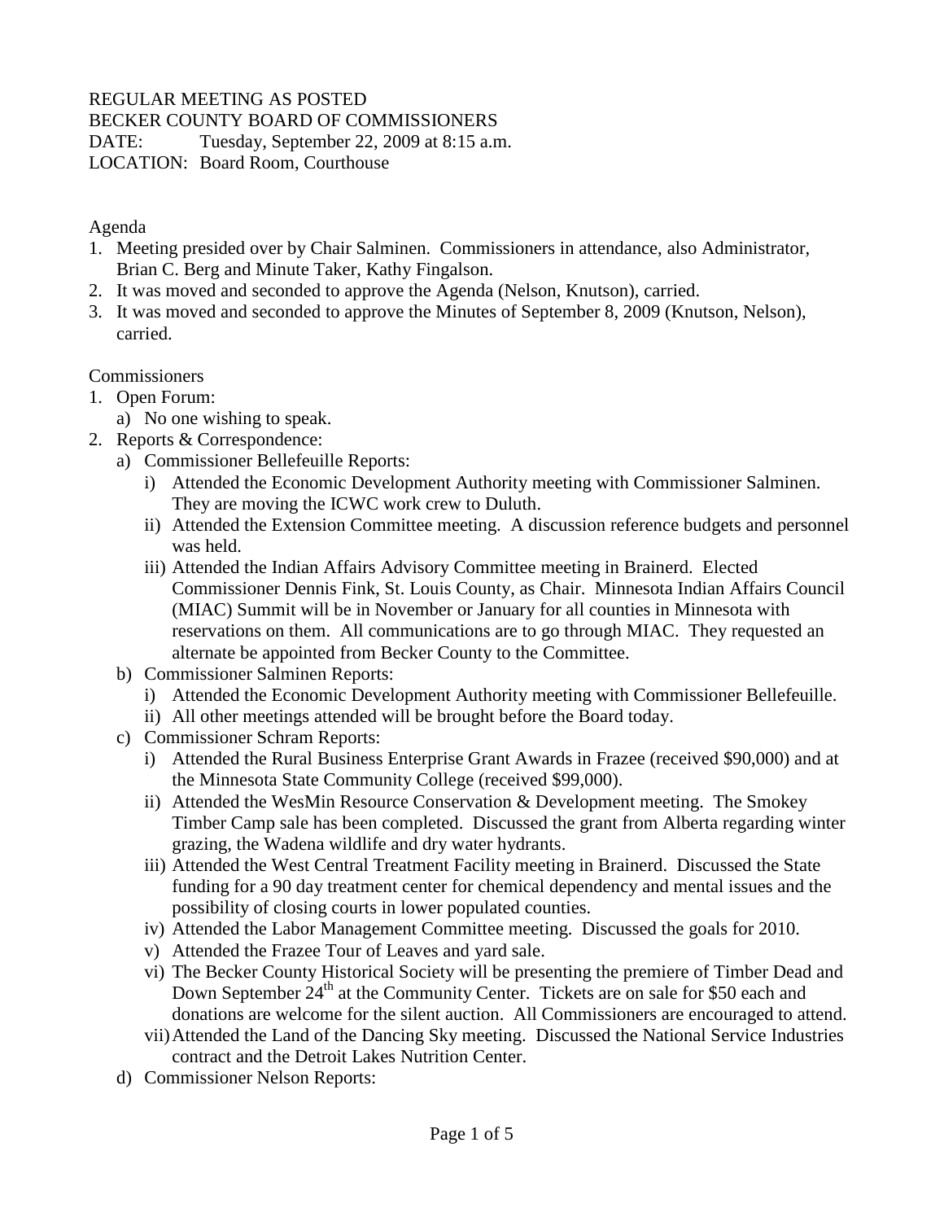REGULAR MEETING AS POSTED
BECKER COUNTY BOARD OF COMMISSIONERS
DATE: Tuesday, September 22, 2009 at 8:15 a.m.
LOCATION: Board Room, Courthouse

Agenda

1. Meeting presided over by Chair Salminen. Commissioners in attendance, also Administrator, Brian C. Berg and Minute Taker, Kathy Fingalson.
2. It was moved and seconded to approve the Agenda (Nelson, Knutson), carried.
3. It was moved and seconded to approve the Minutes of September 8, 2009 (Knutson, Nelson), carried.

Commissioners

1. Open Forum:
   a) No one wishing to speak.
2. Reports & Correspondence:
   a) Commissioner Bellefeuille Reports:
      i) Attended the Economic Development Authority meeting with Commissioner Salminen. They are moving the ICWC work crew to Duluth.
      ii) Attended the Extension Committee meeting. A discussion reference budgets and personnel was held.
      iii) Attended the Indian Affairs Advisory Committee meeting in Brainerd. Elected Commissioner Dennis Fink, St. Louis County, as Chair. Minnesota Indian Affairs Council (MIAC) Summit will be in November or January for all counties in Minnesota with reservations on them. All communications are to go through MIAC. They requested an alternate be appointed from Becker County to the Committee.
   b) Commissioner Salminen Reports:
      i) Attended the Economic Development Authority meeting with Commissioner Bellefeuille.
      ii) All other meetings attended will be brought before the Board today.
   c) Commissioner Schram Reports:
      i) Attended the Rural Business Enterprise Grant Awards in Frazee (received $90,000) and at the Minnesota State Community College (received $99,000).
      ii) Attended the WesMin Resource Conservation & Development meeting. The Smokey Timber Camp sale has been completed. Discussed the grant from Alberta regarding winter grazing, the Wadena wildlife and dry water hydrants.
      iii) Attended the West Central Treatment Facility meeting in Brainerd. Discussed the State funding for a 90 day treatment center for chemical dependency and mental issues and the possibility of closing courts in lower populated counties.
      iv) Attended the Labor Management Committee meeting. Discussed the goals for 2010.
      v) Attended the Frazee Tour of Leaves and yard sale.
      vi) The Becker County Historical Society will be presenting the premiere of Timber Dead and Down September 24th at the Community Center. Tickets are on sale for $50 each and donations are welcome for the silent auction. All Commissioners are encouraged to attend.
      vii) Attended the Land of the Dancing Sky meeting. Discussed the National Service Industries contract and the Detroit Lakes Nutrition Center.
   d) Commissioner Nelson Reports: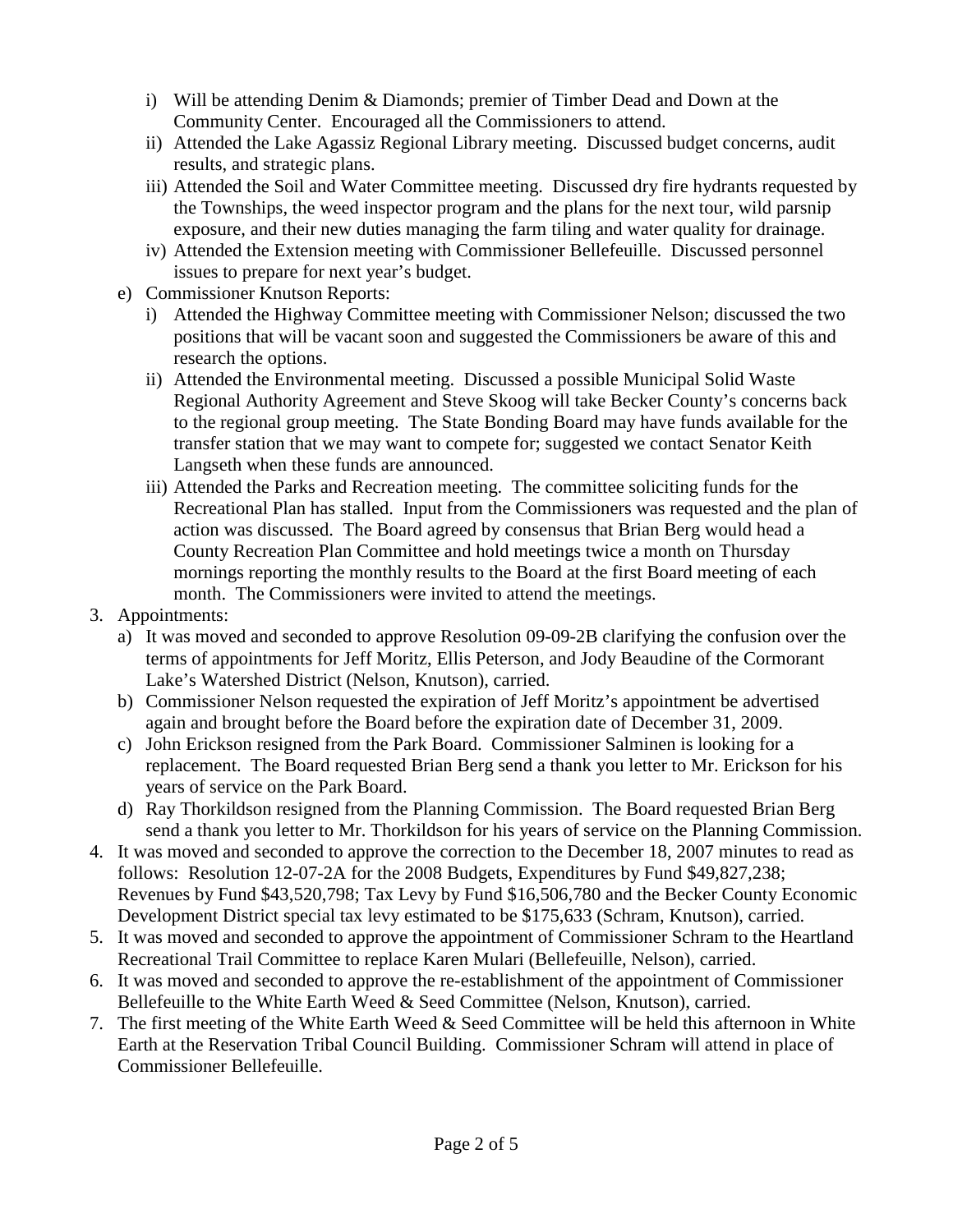i) Will be attending Denim & Diamonds; premier of Timber Dead and Down at the Community Center. Encouraged all the Commissioners to attend.
   ii) Attended the Lake Agassiz Regional Library meeting. Discussed budget concerns, audit results, and strategic plans.
   iii) Attended the Soil and Water Committee meeting. Discussed dry fire hydrants requested by the Townships, the weed inspector program and the plans for the next tour, wild parsnip exposure, and their new duties managing the farm tiling and water quality for drainage.
   iv) Attended the Extension meeting with Commissioner Bellefeuille. Discussed personnel issues to prepare for next year's budget.

e) Commissioner Knutson Reports:
   i) Attended the Highway Committee meeting with Commissioner Nelson; discussed the two positions that will be vacant soon and suggested the Commissioners be aware of this and research the options.
   ii) Attended the Environmental meeting. Discussed a possible Municipal Solid Waste Regional Authority Agreement and Steve Skoog will take Becker County's concerns back to the regional group meeting. The State Bonding Board may have funds available for the transfer station that we may want to compete for; suggested we contact Senator Keith Langseth when these funds are announced.
   iii) Attended the Parks and Recreation meeting. The committee soliciting funds for the Recreational Plan has stalled. Input from the Commissioners was requested and the plan of action was discussed. The Board agreed by consensus that Brian Berg would head a County Recreation Plan Committee and hold meetings twice a month on Thursday mornings reporting the monthly results to the Board at the first Board meeting of each month. The Commissioners were invited to attend the meetings.

3. Appointments:
   a) It was moved and seconded to approve Resolution 09-09-2B clarifying the confusion over the terms of appointments for Jeff Moritz, Ellis Peterson, and Jody Beaudine of the Cormorant Lake's Watershed District (Nelson, Knutson), carried.
   b) Commissioner Nelson requested the expiration of Jeff Moritz's appointment be advertised again and brought before the Board before the expiration date of December 31, 2009.
   c) John Erickson resigned from the Park Board. Commissioner Salminen is looking for a replacement. The Board requested Brian Berg send a thank you letter to Mr. Erickson for his years of service on the Park Board.
   d) Ray Thorkildson resigned from the Planning Commission. The Board requested Brian Berg send a thank you letter to Mr. Thorkildson for his years of service on the Planning Commission.
4. It was moved and seconded to approve the correction to the December 18, 2007 minutes to read as follows: Resolution 12-07-2A for the 2008 Budgets, Expenditures by Fund $49,827,238; Revenues by Fund $43,520,798; Tax Levy by Fund $16,506,780 and the Becker County Economic Development District special tax levy estimated to be $175,633 (Schram, Knutson), carried.
5. It was moved and seconded to approve the appointment of Commissioner Schram to the Heartland Recreational Trail Committee to replace Karen Mulari (Bellefeuille, Nelson), carried.
6. It was moved and seconded to approve the re-establishment of the appointment of Commissioner Bellefeuille to the White Earth Weed & Seed Committee (Nelson, Knutson), carried.
7. The first meeting of the White Earth Weed & Seed Committee will be held this afternoon in White Earth at the Reservation Tribal Council Building. Commissioner Schram will attend in place of Commissioner Bellefeuille.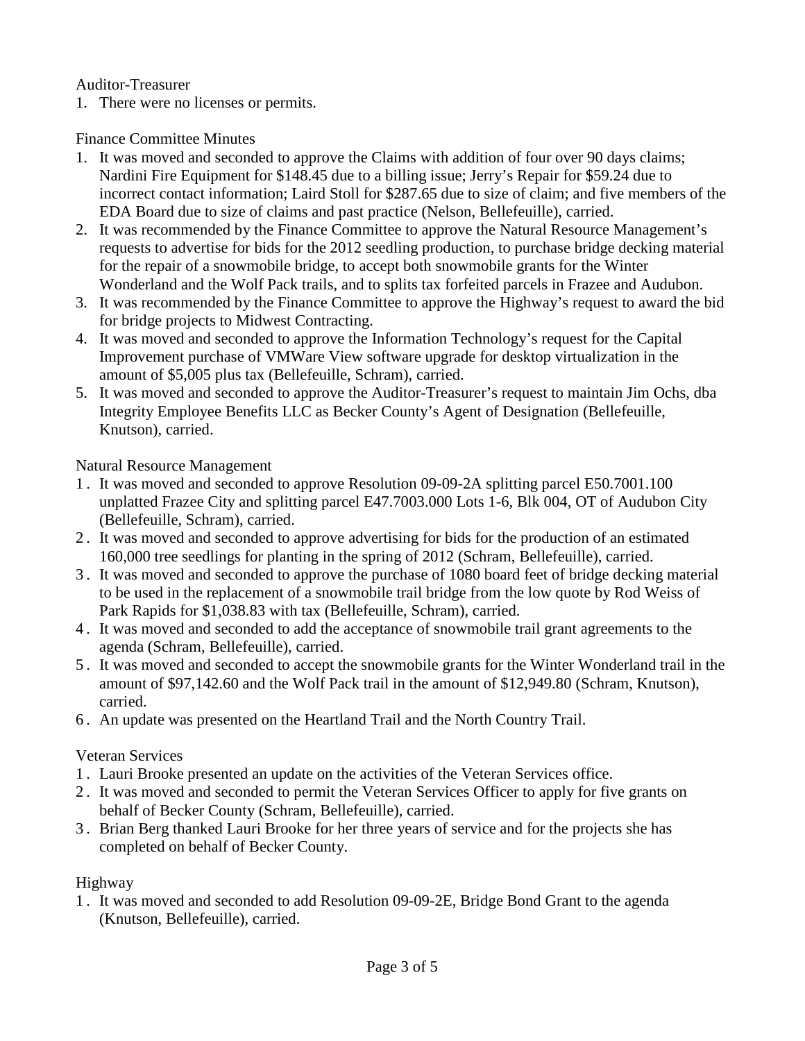Auditor-Treasurer

1. There were no licenses or permits.

Finance Committee Minutes

1. It was moved and seconded to approve the Claims with addition of four over 90 days claims; Nardini Fire Equipment for $148.45 due to a billing issue; Jerry's Repair for $59.24 due to incorrect contact information; Laird Stoll for $287.65 due to size of claim; and five members of the EDA Board due to size of claims and past practice (Nelson, Bellefeuille), carried.
2. It was recommended by the Finance Committee to approve the Natural Resource Management's requests to advertise for bids for the 2012 seedling production, to purchase bridge decking material for the repair of a snowmobile bridge, to accept both snowmobile grants for the Winter Wonderland and the Wolf Pack trails, and to splits tax forfeited parcels in Frazee and Audubon.
3. It was recommended by the Finance Committee to approve the Highway's request to award the bid for bridge projects to Midwest Contracting.
4. It was moved and seconded to approve the Information Technology's request for the Capital Improvement purchase of VMWare View software upgrade for desktop virtualization in the amount of $5,005 plus tax (Bellefeuille, Schram), carried.
5. It was moved and seconded to approve the Auditor-Treasurer's request to maintain Jim Ochs, dba Integrity Employee Benefits LLC as Becker County's Agent of Designation (Bellefeuille, Knutson), carried.

Natural Resource Management

1. It was moved and seconded to approve Resolution 09-09-2A splitting parcel E50.7001.100 unplatted Frazee City and splitting parcel E47.7003.000 Lots 1-6, Blk 004, OT of Audubon City (Bellefeuille, Schram), carried.
2. It was moved and seconded to approve advertising for bids for the production of an estimated 160,000 tree seedlings for planting in the spring of 2012 (Schram, Bellefeuille), carried.
3. It was moved and seconded to approve the purchase of 1080 board feet of bridge decking material to be used in the replacement of a snowmobile trail bridge from the low quote by Rod Weiss of Park Rapids for $1,038.83 with tax (Bellefeuille, Schram), carried.
4. It was moved and seconded to add the acceptance of snowmobile trail grant agreements to the agenda (Schram, Bellefeuille), carried.
5. It was moved and seconded to accept the snowmobile grants for the Winter Wonderland trail in the amount of $97,142.60 and the Wolf Pack trail in the amount of $12,949.80 (Schram, Knutson), carried.
6. An update was presented on the Heartland Trail and the North Country Trail.

Veteran Services

1. Lauri Brooke presented an update on the activities of the Veteran Services office.
2. It was moved and seconded to permit the Veteran Services Officer to apply for five grants on behalf of Becker County (Schram, Bellefeuille), carried.
3. Brian Berg thanked Lauri Brooke for her three years of service and for the projects she has completed on behalf of Becker County.

Highway

1. It was moved and seconded to add Resolution 09-09-2E, Bridge Bond Grant to the agenda (Knutson, Bellefeuille), carried.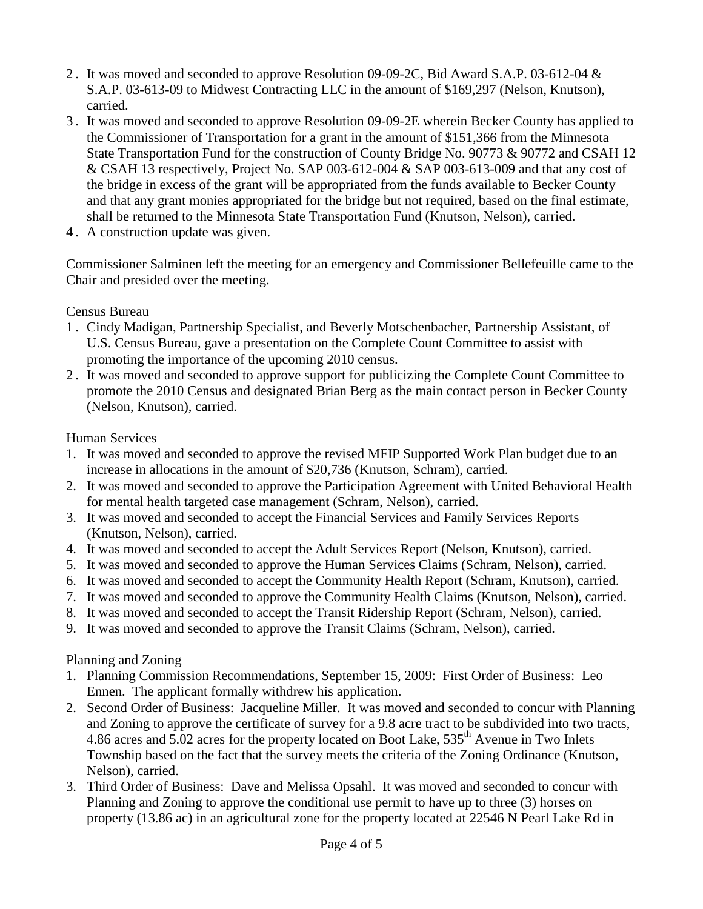2. It was moved and seconded to approve Resolution 09-09-2C, Bid Award S.A.P. 03-612-04 & S.A.P. 03-613-09 to Midwest Contracting LLC in the amount of $169,297 (Nelson, Knutson), carried.
3. It was moved and seconded to approve Resolution 09-09-2E wherein Becker County has applied to the Commissioner of Transportation for a grant in the amount of $151,366 from the Minnesota State Transportation Fund for the construction of County Bridge No. 90773 & 90772 and CSAH 12 & CSAH 13 respectively, Project No. SAP 003-612-004 & SAP 003-613-009 and that any cost of the bridge in excess of the grant will be appropriated from the funds available to Becker County and that any grant monies appropriated for the bridge but not required, based on the final estimate, shall be returned to the Minnesota State Transportation Fund (Knutson, Nelson), carried.
4. A construction update was given.

Commissioner Salminen left the meeting for an emergency and Commissioner Bellefeuille came to the Chair and presided over the meeting.

Census Bureau

1. Cindy Madigan, Partnership Specialist, and Beverly Motschenbacher, Partnership Assistant, of U.S. Census Bureau, gave a presentation on the Complete Count Committee to assist with promoting the importance of the upcoming 2010 census.
2. It was moved and seconded to approve support for publicizing the Complete Count Committee to promote the 2010 Census and designated Brian Berg as the main contact person in Becker County (Nelson, Knutson), carried.

Human Services

1. It was moved and seconded to approve the revised MFIP Supported Work Plan budget due to an increase in allocations in the amount of $20,736 (Knutson, Schram), carried.
2. It was moved and seconded to approve the Participation Agreement with United Behavioral Health for mental health targeted case management (Schram, Nelson), carried.
3. It was moved and seconded to accept the Financial Services and Family Services Reports (Knutson, Nelson), carried.
4. It was moved and seconded to accept the Adult Services Report (Nelson, Knutson), carried.
5. It was moved and seconded to approve the Human Services Claims (Schram, Nelson), carried.
6. It was moved and seconded to accept the Community Health Report (Schram, Knutson), carried.
7. It was moved and seconded to approve the Community Health Claims (Knutson, Nelson), carried.
8. It was moved and seconded to accept the Transit Ridership Report (Schram, Nelson), carried.
9. It was moved and seconded to approve the Transit Claims (Schram, Nelson), carried.

Planning and Zoning

1. Planning Commission Recommendations, September 15, 2009: First Order of Business: Leo Ennen. The applicant formally withdrew his application.
2. Second Order of Business: Jacqueline Miller. It was moved and seconded to concur with Planning and Zoning to approve the certificate of survey for a 9.8 acre tract to be subdivided into two tracts, 4.86 acres and 5.02 acres for the property located on Boot Lake, 535th Avenue in Two Inlets Township based on the fact that the survey meets the criteria of the Zoning Ordinance (Knutson, Nelson), carried.
3. Third Order of Business: Dave and Melissa Opsahl. It was moved and seconded to concur with Planning and Zoning to approve the conditional use permit to have up to three (3) horses on property (13.86 ac) in an agricultural zone for the property located at 22546 N Pearl Lake Rd in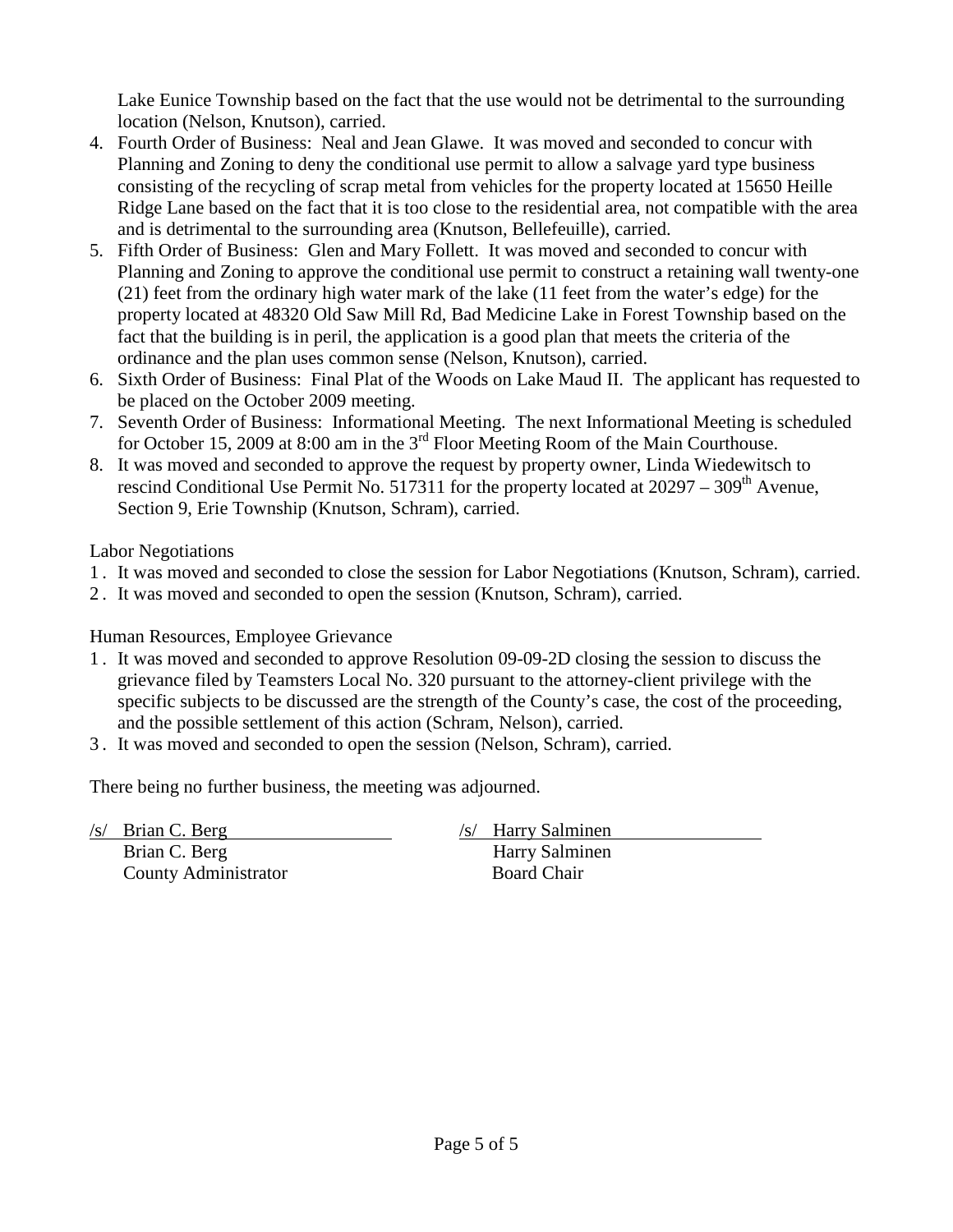Lake Eunice Township based on the fact that the use would not be detrimental to the surrounding location (Nelson, Knutson), carried.

4. Fourth Order of Business: Neal and Jean Glawe. It was moved and seconded to concur with Planning and Zoning to deny the conditional use permit to allow a salvage yard type business consisting of the recycling of scrap metal from vehicles for the property located at 15650 Heille Ridge Lane based on the fact that it is too close to the residential area, not compatible with the area and is detrimental to the surrounding area (Knutson, Bellefeuille), carried.
5. Fifth Order of Business: Glen and Mary Follett. It was moved and seconded to concur with Planning and Zoning to approve the conditional use permit to construct a retaining wall twenty-one (21) feet from the ordinary high water mark of the lake (11 feet from the water's edge) for the property located at 48320 Old Saw Mill Rd, Bad Medicine Lake in Forest Township based on the fact that the building is in peril, the application is a good plan that meets the criteria of the ordinance and the plan uses common sense (Nelson, Knutson), carried.
6. Sixth Order of Business: Final Plat of the Woods on Lake Maud II. The applicant has requested to be placed on the October 2009 meeting.
7. Seventh Order of Business: Informational Meeting. The next Informational Meeting is scheduled for October 15, 2009 at 8:00 am in the 3rd Floor Meeting Room of the Main Courthouse.
8. It was moved and seconded to approve the request by property owner, Linda Wiedewitsch to rescind Conditional Use Permit No. 517311 for the property located at 20297 – 309th Avenue, Section 9, Erie Township (Knutson, Schram), carried.

Labor Negotiations

1. It was moved and seconded to close the session for Labor Negotiations (Knutson, Schram), carried.
2. It was moved and seconded to open the session (Knutson, Schram), carried.

Human Resources, Employee Grievance

1. It was moved and seconded to approve Resolution 09-09-2D closing the session to discuss the grievance filed by Teamsters Local No. 320 pursuant to the attorney-client privilege with the specific subjects to be discussed are the strength of the County's case, the cost of the proceeding, and the possible settlement of this action (Schram, Nelson), carried.
3. It was moved and seconded to open the session (Nelson, Schram), carried.

There being no further business, the meeting was adjourned.

/s/ Brian C. Berg
Brian C. Berg
County Administrator

/s/ Harry Salminen
Harry Salminen
Board Chair